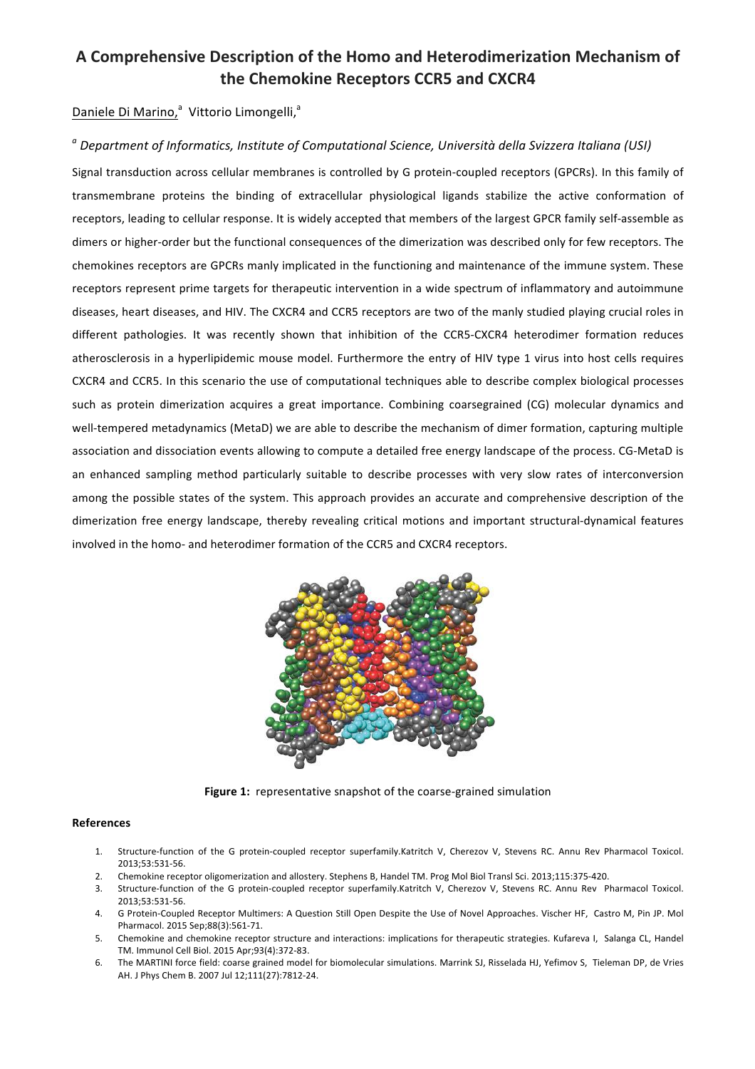# A Comprehensive Description of the Homo and Heterodimerization Mechanism of the Chemokine Receptors CCR5 and CXCR4

Daniele Di Marino,[a] Vittorio Limongelli,[a]

*[a] Department of Informatics, Institute of Computational Science, Università della Svizzera Italiana (USI)*

Signal transduction across cellular membranes is controlled by G protein-coupled receptors (GPCRs). In this family of transmembrane proteins the binding of extracellular physiological ligands stabilize the active conformation of receptors, leading to cellular response. It is widely accepted that members of the largest GPCR family self-assemble as dimers or higher-order but the functional consequences of the dimerization was described only for few receptors. The chemokines receptors are GPCRs manly implicated in the functioning and maintenance of the immune system. These receptors represent prime targets for therapeutic intervention in a wide spectrum of inflammatory and autoimmune diseases, heart diseases, and HIV. The CXCR4 and CCR5 receptors are two of the manly studied playing crucial roles in different pathologies. It was recently shown that inhibition of the CCR5-CXCR4 heterodimer formation reduces atherosclerosis in a hyperlipidemic mouse model. Furthermore the entry of HIV type 1 virus into host cells requires CXCR4 and CCR5. In this scenario the use of computational techniques able to describe complex biological processes such as protein dimerization acquires a great importance. Combining coarsegrained (CG) molecular dynamics and well-tempered metadynamics (MetaD) we are able to describe the mechanism of dimer formation, capturing multiple association and dissociation events allowing to compute a detailed free energy landscape of the process. CG-MetaD is an enhanced sampling method particularly suitable to describe processes with very slow rates of interconversion among the possible states of the system. This approach provides an accurate and comprehensive description of the dimerization free energy landscape, thereby revealing critical motions and important structural-dynamical features involved in the homo- and heterodimer formation of the CCR5 and CXCR4 receptors.

**Figure 1:** representative snapshot of the coarse-grained simulation

**References**

1. Structure-function of the G protein-coupled receptor superfamily.Katritch V, Cherezov V, Stevens RC. Annu Rev Pharmacol Toxicol. 2013;53:531-56.
2. Chemokine receptor oligomerization and allostery. Stephens B, Handel TM. Prog Mol Biol Transl Sci. 2013;115:375-420.
3. Structure-function of the G protein-coupled receptor superfamily.Katritch V, Cherezov V, Stevens RC. Annu Rev Pharmacol Toxicol. 2013;53:531-56.
4. G Protein-Coupled Receptor Multimers: A Question Still Open Despite the Use of Novel Approaches. Vischer HF, Castro M, Pin JP. Mol Pharmacol. 2015 Sep;88(3):561-71.
5. Chemokine and chemokine receptor structure and interactions: implications for therapeutic strategies. Kufareva I, Salanga CL, Handel TM. Immunol Cell Biol. 2015 Apr;93(4):372-83.
6. The MARTINI force field: coarse grained model for biomolecular simulations. Marrink SJ, Risselada HJ, Yefimov S, Tieleman DP, de Vries AH. J Phys Chem B. 2007 Jul 12;111(27):7812-24.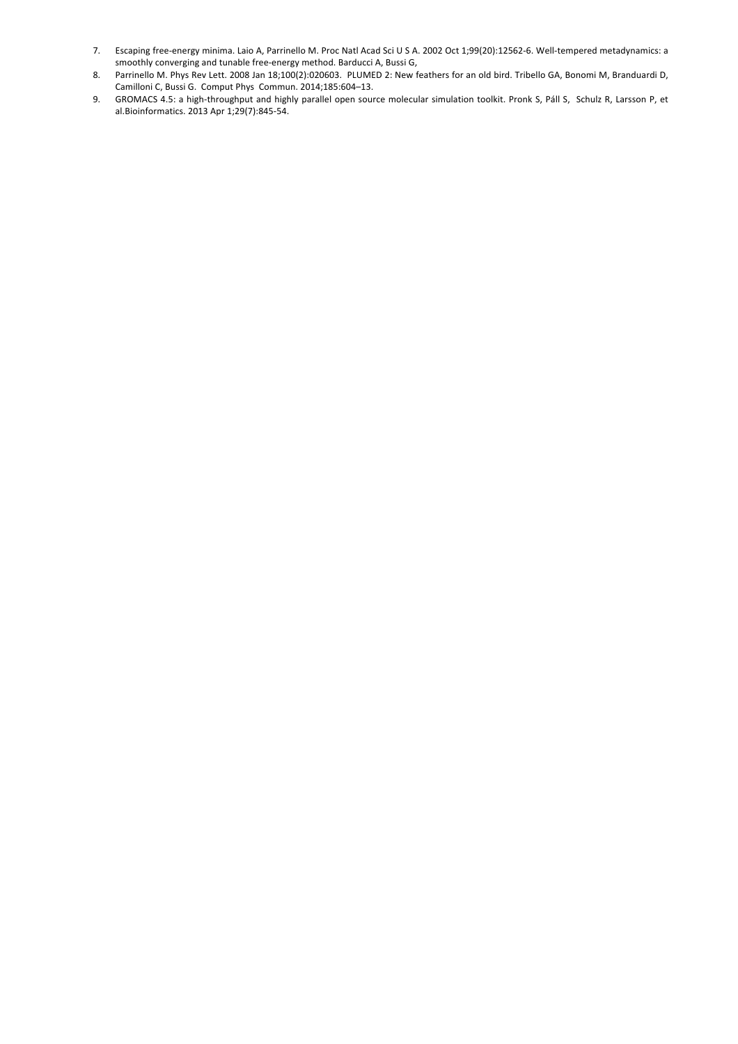7. Escaping free-energy minima. Laio A, Parrinello M. Proc Natl Acad Sci U S A. 2002 Oct 1;99(20):12562-6. Well-tempered metadynamics: a smoothly converging and tunable free-energy method. Barducci A, Bussi G,
8. Parrinello M. Phys Rev Lett. 2008 Jan 18;100(2):020603. PLUMED 2: New feathers for an old bird. Tribello GA, Bonomi M, Branduardi D, Camilloni C, Bussi G. Comput Phys Commun. 2014;185:604–13.
9. GROMACS 4.5: a high-throughput and highly parallel open source molecular simulation toolkit. Pronk S, Páll S, Schulz R, Larsson P, et al.Bioinformatics. 2013 Apr 1;29(7):845-54.